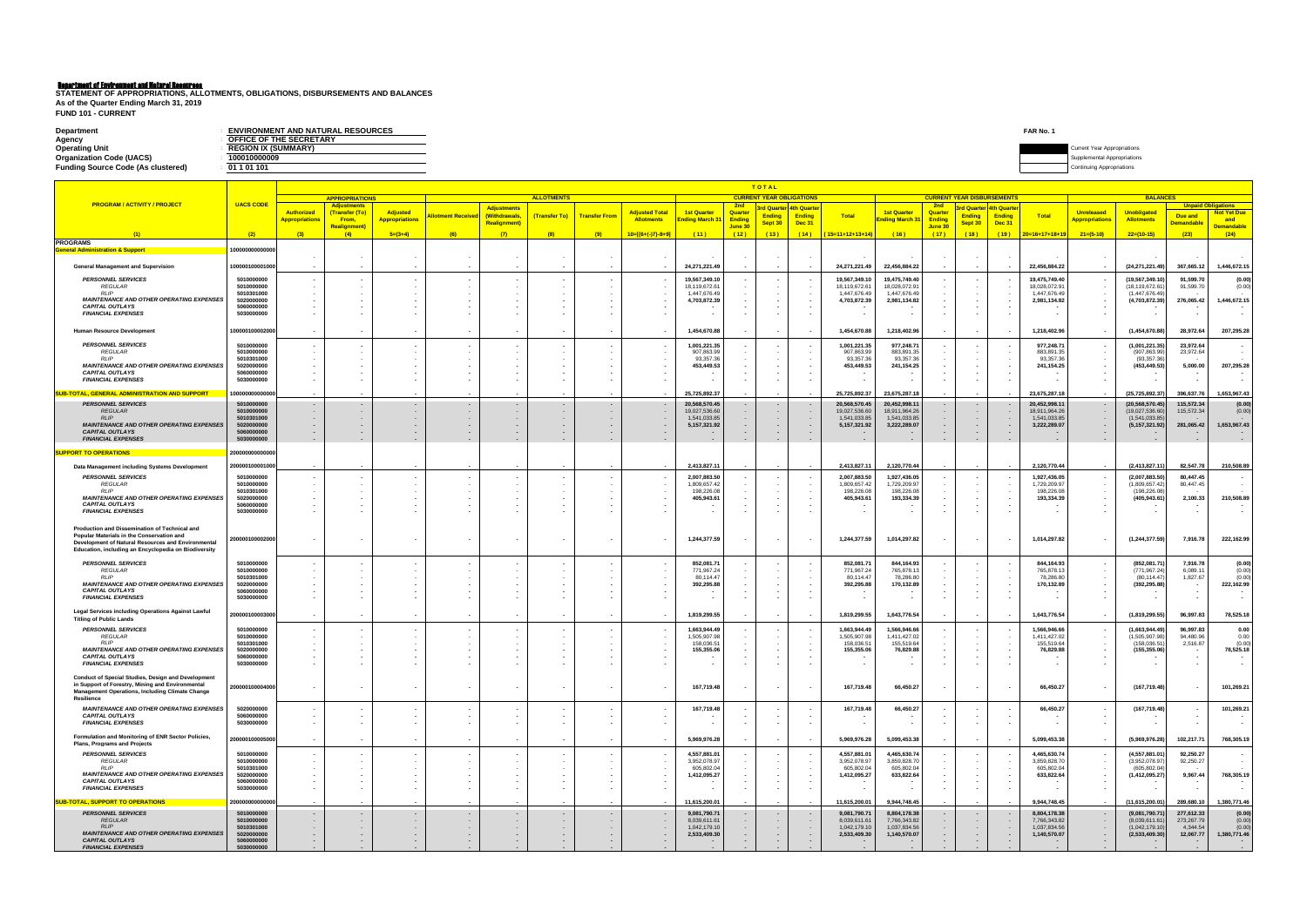# Department of Environment and Natural Resources

**STATEMENT OF APPROPRIATIONS, ALLOTMENTS, OBLIGATIONS, DISBURSEMENTS AND BALANCES**
**As of the Quarter Ending March 31, 2019**
**FUND 101 - CURRENT**

**FAR No. 1**

| | | |
|---|---|---|
| **Department** | : | **ENVIRONMENT AND NATURAL RESOURCES** |
| **Agency** | : | **OFFICE OF THE SECRETARY** |
| **Operating Unit** | : | **REGION IX (SUMMARY)** |
| **Organization Code (UACS)** | : | **100010000009** |
| **Funding Source Code (As clustered)** | : | **01 1 01 101** |

Current Year Appropriations
Supplemental Appropriations
Continuing Appropriations

| PROGRAM / ACTIVITY / PROJECT | UACS CODE | APPROPRIATIONS | | | ALLOTMENTS | | | | | TOTAL | | | | | | | | | | | BALANCES | | | |
|---|---|---|---|---|---|---|---|---|---|---|---|---|---|---|---|---|---|---|---|---|---|---|---|---|
| | | | | | | | | | | CURRENT YEAR OBLIGATIONS | | | | | CURRENT YEAR DISBURSEMENTS | | | | | | | Unpaid Obligations | |
| | | Authorized Appropriations | Adjustments (Transfer (To) From, Realignment) | Adjusted Appropriations | Allotment Received | Adjustments (Withdrawals, Realignment) | (Transfer To) | Transfer From | Adjusted Total Allotments | 1st Quarter Ending March 31 | 2nd Quarter Ending June 30 | 3rd Quarter Ending Sept 30 | 4th Quarter Ending Dec 31 | Total | 1st Quarter Ending March 31 | 2nd Quarter Ending June 30 | 3rd Quarter Ending Sept 30 | 4th Quarter Ending Dec 31 | Total | Unreleased Appropriations | Unobligated Allotments | Due and Demandable | Not Yet Due and Demandable |
| (1) | (2) | (3) | (4) | 5=(3+4) | (6) | (7) | (8) | (9) | 10=[{6+(-)7}-8+9] | (11) | (12) | (13) | (14) | (15=11+12+13+14) | (16) | (17) | (18) | (19) | 20=16+17+18+19 | 21=(5-10) | 22=(10-15) | (23) | (24) |
| **PROGRAMS** | | | | | | | | | | | | | | | | | | | | | | | |
| **General Administration & Support** | 100000000000000 | | | | | | | | | | | | | | | | | | | | | | |
| **General Management and Supervision** | 100000100001000 | - | - | - | - | - | - | - | - | 24,271,221.49 | - | - | - | 24,271,221.49 | 22,456,884.22 | - | - | - | 22,456,884.22 | - | (24,271,221.49) | 367,665.12 | 1,446,672.15 |
| *PERSONNEL SERVICES* | 5010000000 | - | - | - | - | - | - | - | - | 19,567,349.10 | - | - | - | 19,567,349.10 | 19,475,749.40 | - | - | - | 19,475,749.40 | - | (19,567,349.10) | 91,599.70 | (0.00) |
| *REGULAR* | 5010000000 | - | - | - | - | - | - | - | - | 18,119,672.61 | - | - | - | 18,119,672.61 | 18,028,072.91 | - | - | - | 18,028,072.91 | - | (18,119,672.61) | 91,599.70 | (0.00) |
| *RLIP* | 5010301000 | - | - | - | - | - | - | - | - | 1,447,676.49 | - | - | - | 1,447,676.49 | 1,447,676.49 | - | - | - | 1,447,676.49 | - | (1,447,676.49) | - | - |
| *MAINTENANCE AND OTHER OPERATING EXPENSES* | 5020000000 | - | - | - | - | - | - | - | - | 4,703,872.39 | - | - | - | 4,703,872.39 | 2,981,134.82 | - | - | - | 2,981,134.82 | - | (4,703,872.39) | 276,065.42 | 1,446,672.15 |
| *CAPITAL OUTLAYS* | 5060000000 | - | - | - | - | - | - | - | - | - | - | - | - | - | - | - | - | - | - | - | - | - | - |
| *FINANCIAL EXPENSES* | 5030000000 | - | - | - | - | - | - | - | - | - | - | - | - | - | - | - | - | - | - | - | - | - | - |
| **Human Resource Development** | 100000100002000 | - | - | - | - | - | - | - | - | 1,454,670.88 | - | - | - | 1,454,670.88 | 1,218,402.96 | - | - | - | 1,218,402.96 | - | (1,454,670.88) | 28,972.64 | 207,295.28 |
| *PERSONNEL SERVICES* | 5010000000 | - | - | - | - | - | - | - | - | 1,001,221.35 | - | - | - | 1,001,221.35 | 977,248.71 | - | - | - | 977,248.71 | - | (1,001,221.35) | 23,972.64 | - |
| *REGULAR* | 5010000000 | - | - | - | - | - | - | - | - | 907,863.99 | - | - | - | 907,863.99 | 883,891.35 | - | - | - | 883,891.35 | - | (907,863.99) | 23,972.64 | - |
| *RLIP* | 5010301000 | - | - | - | - | - | - | - | - | 93,357.36 | - | - | - | 93,357.36 | 93,357.36 | - | - | - | 93,357.36 | - | (93,357.36) | - | - |
| *MAINTENANCE AND OTHER OPERATING EXPENSES* | 5020000000 | - | - | - | - | - | - | - | - | 453,449.53 | - | - | - | 453,449.53 | 241,154.25 | - | - | - | 241,154.25 | - | (453,449.53) | 5,000.00 | 207,295.28 |
| *CAPITAL OUTLAYS* | 5060000000 | - | - | - | - | - | - | - | - | - | - | - | - | - | - | - | - | - | - | - | - | - | - |
| *FINANCIAL EXPENSES* | 5030000000 | - | - | - | - | - | - | - | - | - | - | - | - | - | - | - | - | - | - | - | - | - | - |
| **SUB-TOTAL, GENERAL ADMINISTRATION AND SUPPORT** | 100000000000000 | - | - | - | - | - | - | - | - | 25,725,892.37 | - | - | - | 25,725,892.37 | 23,675,287.18 | - | - | - | 23,675,287.18 | - | (25,725,892.37) | 396,637.76 | 1,653,967.43 |
| *PERSONNEL SERVICES* | 5010000000 | - | - | - | - | - | - | - | - | 20,568,570.45 | - | - | - | 20,568,570.45 | 20,452,998.11 | - | - | - | 20,452,998.11 | - | (20,568,570.45) | 115,572.34 | (0.00) |
| *REGULAR* | 5010000000 | - | - | - | - | - | - | - | - | 19,027,536.60 | - | - | - | 19,027,536.60 | 18,911,964.26 | - | - | - | 18,911,964.26 | - | (19,027,536.60) | 115,572.34 | (0.00) |
| *RLIP* | 5010301000 | - | - | - | - | - | - | - | - | 1,541,033.85 | - | - | - | 1,541,033.85 | 1,541,033.85 | - | - | - | 1,541,033.85 | - | (1,541,033.85) | - | - |
| *MAINTENANCE AND OTHER OPERATING EXPENSES* | 5020000000 | - | - | - | - | - | - | - | - | 5,157,321.92 | - | - | - | 5,157,321.92 | 3,222,289.07 | - | - | - | 3,222,289.07 | - | (5,157,321.92) | 281,065.42 | 1,653,967.43 |
| *CAPITAL OUTLAYS* | 5060000000 | - | - | - | - | - | - | - | - | - | - | - | - | - | - | - | - | - | - | - | - | - | - |
| *FINANCIAL EXPENSES* | 5030000000 | - | - | - | - | - | - | - | - | - | - | - | - | - | - | - | - | - | - | - | - | - | - |
| **SUPPORT TO OPERATIONS** | 200000000000000 | | | | | | | | | | | | | | | | | | | | | | |
| **Data Management including Systems Development** | 200000100001000 | - | - | - | - | - | - | - | - | 2,413,827.11 | - | - | - | 2,413,827.11 | 2,120,770.44 | - | - | - | 2,120,770.44 | - | (2,413,827.11) | 82,547.78 | 210,508.89 |
| *PERSONNEL SERVICES* | 5010000000 | - | - | - | - | - | - | - | - | 2,007,883.50 | - | - | - | 2,007,883.50 | 1,927,436.05 | - | - | - | 1,927,436.05 | - | (2,007,883.50) | 80,447.45 | - |
| *REGULAR* | 5010000000 | - | - | - | - | - | - | - | - | 1,809,657.42 | - | - | - | 1,809,657.42 | 1,729,209.97 | - | - | - | 1,729,209.97 | - | (1,809,657.42) | 80,447.45 | - |
| *RLIP* | 5010301000 | - | - | - | - | - | - | - | - | 198,226.08 | - | - | - | 198,226.08 | 198,226.08 | - | - | - | 198,226.08 | - | (198,226.08) | - | - |
| *MAINTENANCE AND OTHER OPERATING EXPENSES* | 5020000000 | - | - | - | - | - | - | - | - | 405,943.61 | - | - | - | 405,943.61 | 193,334.39 | - | - | - | 193,334.39 | - | (405,943.61) | 2,100.33 | 210,508.89 |
| *CAPITAL OUTLAYS* | 5060000000 | - | - | - | - | - | - | - | - | - | - | - | - | - | - | - | - | - | - | - | - | - | - |
| *FINANCIAL EXPENSES* | 5030000000 | - | - | - | - | - | - | - | - | - | - | - | - | - | - | - | - | - | - | - | - | - | - |
| **Production and Dissemination of Technical and Popular Materials in the Conservation and Development of Natural Resources and Environmental Education, including an Encyclopedia on Biodiversity** | 200000100002000 | - | - | - | - | - | - | - | - | 1,244,377.59 | - | - | - | 1,244,377.59 | 1,014,297.82 | - | - | - | 1,014,297.82 | - | (1,244,377.59) | 7,916.78 | 222,162.99 |
| *PERSONNEL SERVICES* | 5010000000 | - | - | - | - | - | - | - | - | 852,081.71 | - | - | - | 852,081.71 | 844,164.93 | - | - | - | 844,164.93 | - | (852,081.71) | 7,916.78 | (0.00) |
| *REGULAR* | 5010000000 | - | - | - | - | - | - | - | - | 771,967.24 | - | - | - | 771,967.24 | 765,878.13 | - | - | - | 765,878.13 | - | (771,967.24) | 6,089.11 | (0.00) |
| *RLIP* | 5010301000 | - | - | - | - | - | - | - | - | 80,114.47 | - | - | - | 80,114.47 | 78,286.80 | - | - | - | 78,286.80 | - | (80,114.47) | 1,827.67 | (0.00) |
| *MAINTENANCE AND OTHER OPERATING EXPENSES* | 5020000000 | - | - | - | - | - | - | - | - | 392,295.88 | - | - | - | 392,295.88 | 170,132.89 | - | - | - | 170,132.89 | - | (392,295.88) | - | 222,162.99 |
| *CAPITAL OUTLAYS* | 5060000000 | - | - | - | - | - | - | - | - | - | - | - | - | - | - | - | - | - | - | - | - | - | - |
| *FINANCIAL EXPENSES* | 5030000000 | - | - | - | - | - | - | - | - | - | - | - | - | - | - | - | - | - | - | - | - | - | - |
| **Legal Services including Operations Against Lawful Titling of Public Lands** | 200000100003000 | - | - | - | - | - | - | - | - | 1,819,299.55 | - | - | - | 1,819,299.55 | 1,643,776.54 | - | - | - | 1,643,776.54 | - | (1,819,299.55) | 96,997.83 | 78,525.18 |
| *PERSONNEL SERVICES* | 5010000000 | - | - | - | - | - | - | - | - | 1,663,944.49 | - | - | - | 1,663,944.49 | 1,566,946.66 | - | - | - | 1,566,946.66 | - | (1,663,944.49) | 96,997.83 | 0.00 |
| *REGULAR* | 5010000000 | - | - | - | - | - | - | - | - | 1,505,907.98 | - | - | - | 1,505,907.98 | 1,411,427.02 | - | - | - | 1,411,427.02 | - | (1,505,907.98) | 94,480.96 | 0.00 |
| *RLIP* | 5010301000 | - | - | - | - | - | - | - | - | 158,036.51 | - | - | - | 158,036.51 | 155,519.64 | - | - | - | 155,519.64 | - | (158,036.51) | 2,516.87 | (0.00) |
| *MAINTENANCE AND OTHER OPERATING EXPENSES* | 5020000000 | - | - | - | - | - | - | - | - | 155,355.06 | - | - | - | 155,355.06 | 76,829.88 | - | - | - | 76,829.88 | - | (155,355.06) | - | 78,525.18 |
| *CAPITAL OUTLAYS* | 5060000000 | - | - | - | - | - | - | - | - | - | - | - | - | - | - | - | - | - | - | - | - | - | - |
| *FINANCIAL EXPENSES* | 5030000000 | - | - | - | - | - | - | - | - | - | - | - | - | - | - | - | - | - | - | - | - | - | - |
| **Conduct of Special Studies, Design and Development in Support of Forestry, Mining and Environmental Management Operations, Including Climate Change Resilience** | 200000100004000 | - | - | - | - | - | - | - | - | 167,719.48 | - | - | - | 167,719.48 | 66,450.27 | - | - | - | 66,450.27 | - | (167,719.48) | - | 101,269.21 |
| *MAINTENANCE AND OTHER OPERATING EXPENSES* | 5020000000 | - | - | - | - | - | - | - | - | 167,719.48 | - | - | - | 167,719.48 | 66,450.27 | - | - | - | 66,450.27 | - | (167,719.48) | - | 101,269.21 |
| *CAPITAL OUTLAYS* | 5060000000 | - | - | - | - | - | - | - | - | - | - | - | - | - | - | - | - | - | - | - | - | - | - |
| *FINANCIAL EXPENSES* | 5030000000 | - | - | - | - | - | - | - | - | - | - | - | - | - | - | - | - | - | - | - | - | - | - |
| **Formulation and Monitoring of ENR Sector Policies, Plans, Programs and Projects** | 200000100005000 | - | - | - | - | - | - | - | - | 5,969,976.28 | - | - | - | 5,969,976.28 | 5,099,453.38 | - | - | - | 5,099,453.38 | - | (5,969,976.28) | 102,217.71 | 768,305.19 |
| *PERSONNEL SERVICES* | 5010000000 | - | - | - | - | - | - | - | - | 4,557,881.01 | - | - | - | 4,557,881.01 | 4,465,630.74 | - | - | - | 4,465,630.74 | - | (4,557,881.01) | 92,250.27 | - |
| *REGULAR* | 5010000000 | - | - | - | - | - | - | - | - | 3,952,078.97 | - | - | - | 3,952,078.97 | 3,859,828.70 | - | - | - | 3,859,828.70 | - | (3,952,078.97) | 92,250.27 | - |
| *RLIP* | 5010301000 | - | - | - | - | - | - | - | - | 605,802.04 | - | - | - | 605,802.04 | 605,802.04 | - | - | - | 605,802.04 | - | (605,802.04) | - | - |
| *MAINTENANCE AND OTHER OPERATING EXPENSES* | 5020000000 | - | - | - | - | - | - | - | - | 1,412,095.27 | - | - | - | 1,412,095.27 | 633,822.64 | - | - | - | 633,822.64 | - | (1,412,095.27) | 9,967.44 | 768,305.19 |
| *CAPITAL OUTLAYS* | 5060000000 | - | - | - | - | - | - | - | - | - | - | - | - | - | - | - | - | - | - | - | - | - | - |
| *FINANCIAL EXPENSES* | 5030000000 | - | - | - | - | - | - | - | - | - | - | - | - | - | - | - | - | - | - | - | - | - | - |
| **SUB-TOTAL, SUPPORT TO OPERATIONS** | 200000000000000 | - | - | - | - | - | - | - | - | 11,615,200.01 | - | - | - | 11,615,200.01 | 9,944,748.45 | - | - | - | 9,944,748.45 | - | (11,615,200.01) | 289,680.10 | 1,380,771.46 |
| *PERSONNEL SERVICES* | 5010000000 | - | - | - | - | - | - | - | - | 9,081,790.71 | - | - | - | 9,081,790.71 | 8,804,178.38 | - | - | - | 8,804,178.38 | - | (9,081,790.71) | 277,612.33 | (0.00) |
| *REGULAR* | 5010000000 | - | - | - | - | - | - | - | - | 8,039,611.61 | - | - | - | 8,039,611.61 | 7,766,343.82 | - | - | - | 7,766,343.82 | - | (8,039,611.61) | 273,267.79 | (0.00) |
| *RLIP* | 5010301000 | - | - | - | - | - | - | - | - | 1,042,179.10 | - | - | - | 1,042,179.10 | 1,037,834.56 | - | - | - | 1,037,834.56 | - | (1,042,179.10) | 4,344.54 | (0.00) |
| *MAINTENANCE AND OTHER OPERATING EXPENSES* | 5020000000 | - | - | - | - | - | - | - | - | 2,533,409.30 | - | - | - | 2,533,409.30 | 1,140,570.07 | - | - | - | 1,140,570.07 | - | (2,533,409.30) | 12,067.77 | 1,380,771.46 |
| *CAPITAL OUTLAYS* | 5060000000 | - | - | - | - | - | - | - | - | - | - | - | - | - | - | - | - | - | - | - | - | - | - |
| *FINANCIAL EXPENSES* | 5030000000 | - | - | - | - | - | - | - | - | - | - | - | - | - | - | - | - | - | - | - | - | - | - |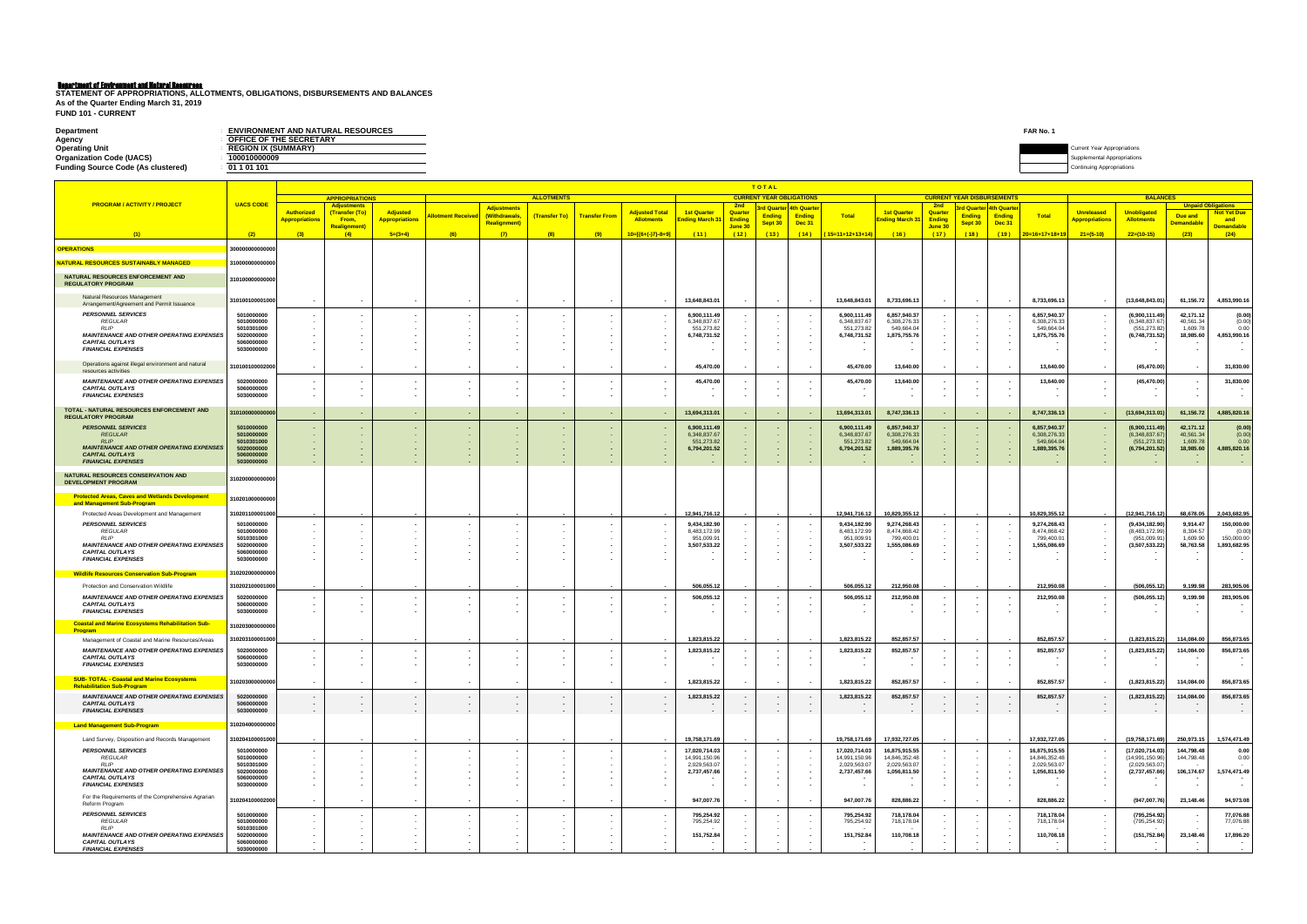**Department of Environment and Natural Resources**
**STATEMENT OF APPROPRIATIONS, ALLOTMENTS, OBLIGATIONS, DISBURSEMENTS AND BALANCES**
**As of the Quarter Ending March 31, 2019**
**FUND 101 - CURRENT**

FAR No. 1

Department : ENVIRONMENT AND NATURAL RESOURCES
Agency : OFFICE OF THE SECRETARY
Operating Unit : REGION IX (SUMMARY)
Organization Code (UACS) : 100010000009
Funding Source Code (As clustered) : 01 1 01 101

Current Year Appropriations
Supplemental Appropriations
Continuing Appropriations

| PROGRAM / ACTIVITY / PROJECT | UACS CODE | APPROPRIATIONS | | | ALLOTMENTS | | | | | CURRENT YEAR OBLIGATIONS | | | | | CURRENT YEAR DISBURSEMENTS | | | | | BALANCES | | | |
|---|---|---|---|---|---|---|---|---|---|---|---|---|---|---|---|---|---|---|---|---|---|---|---|
| | | Authorized Appropriations | Adjustments (Transfer (To) From, Realignment) | Adjusted Appropriations | Allotment Received | Adjustments (Withdrawals, Realignment) | (Transfer To) | Transfer From | Adjusted Total Allotments | 1st Quarter Ending March 31 | 2nd Quarter Ending June 30 | 3rd Quarter Ending Sept 30 | 4th Quarter Ending Dec 31 | Total | 1st Quarter Ending March 31 | 2nd Quarter Ending June 30 | 3rd Quarter Ending Sept 30 | 4th Quarter Ending Dec 31 | Total | Unreleased Appropriations | Unobligated Allotments | Unpaid Obligations: Due and Demandable | Unpaid Obligations: Not Yet Due and Demandable |
| (1) | (2) | (3) | (4) | 5=(3+4) | (6) | (7) | (8) | (9) | 10=[{6+(-)7}-8+9] | (11) | (12) | (13) | (14) | (15=11+12+13+14) | (16) | (17) | (18) | (19) | 20=16+17+18+19 | 21=(5-10) | 22=(10-15) | (23) | (24) |
| **OPERATIONS** | 300000000000000 | | | | | | | | | | | | | | | | | | | | | | |
| **NATURAL RESOURCES SUSTAINABLY MANAGED** | 310000000000000 | | | | | | | | | | | | | | | | | | | | | | |
| **NATURAL RESOURCES ENFORCEMENT AND REGULATORY PROGRAM** | 310100000000000 | | | | | | | | | | | | | | | | | | | | | | |
| Natural Resources Management Arrangement/Agreement and Permit Issuance | 310100100001000 | - | - | - | - | - | - | - | - | 13,648,843.01 | - | - | - | 13,648,843.01 | 8,733,696.13 | - | - | - | 8,733,696.13 | - | (13,648,843.01) | 61,156.72 | 4,853,990.16 |
| *PERSONNEL SERVICES* | 5010000000 | - | - | - | - | - | - | - | - | 6,900,111.49 | - | - | - | 6,900,111.49 | 6,857,940.37 | - | - | - | 6,857,940.37 | - | (6,900,111.49) | 42,171.12 | (0.00) |
| *REGULAR* | 5010000000 | - | - | - | - | - | - | - | - | 6,348,837.67 | - | - | - | 6,348,837.67 | 6,308,276.33 | - | - | - | 6,308,276.33 | - | (6,348,837.67) | 40,561.34 | (0.00) |
| *RLIP* | 5010301000 | - | - | - | - | - | - | - | - | 551,273.82 | - | - | - | 551,273.82 | 549,664.04 | - | - | - | 549,664.04 | - | (551,273.82) | 1,609.78 | 0.00 |
| *MAINTENANCE AND OTHER OPERATING EXPENSES* | 5020000000 | - | - | - | - | - | - | - | - | 6,748,731.52 | - | - | - | 6,748,731.52 | 1,875,755.76 | - | - | - | 1,875,755.76 | - | (6,748,731.52) | 18,985.60 | 4,853,990.16 |
| *CAPITAL OUTLAYS* | 5060000000 | - | - | - | - | - | - | - | - | - | - | - | - | - | - | - | - | - | - | - | - | - | - |
| *FINANCIAL EXPENSES* | 5030000000 | - | - | - | - | - | - | - | - | - | - | - | - | - | - | - | - | - | - | - | - | - | - |
| Operations against illegal environment and natural resources activities | 310100100002000 | - | - | - | - | - | - | - | - | 45,470.00 | - | - | - | 45,470.00 | 13,640.00 | - | - | - | 13,640.00 | - | (45,470.00) | - | 31,830.00 |
| *MAINTENANCE AND OTHER OPERATING EXPENSES* | 5020000000 | - | - | - | - | - | - | - | - | 45,470.00 | - | - | - | 45,470.00 | 13,640.00 | - | - | - | 13,640.00 | - | (45,470.00) | - | 31,830.00 |
| *CAPITAL OUTLAYS* | 5060000000 | - | - | - | - | - | - | - | - | - | - | - | - | - | - | - | - | - | - | - | - | - | - |
| *FINANCIAL EXPENSES* | 5030000000 | - | - | - | - | - | - | - | - | - | - | - | - | - | - | - | - | - | - | - | - | - | - |
| **TOTAL - NATURAL RESOURCES ENFORCEMENT AND REGULATORY PROGRAM** | 310100000000000 | - | - | - | - | - | - | - | - | 13,694,313.01 | - | - | - | 13,694,313.01 | 8,747,336.13 | - | - | - | 8,747,336.13 | - | (13,694,313.01) | 61,156.72 | 4,885,820.16 |
| *PERSONNEL SERVICES* | 5010000000 | - | - | - | - | - | - | - | - | 6,900,111.49 | - | - | - | 6,900,111.49 | 6,857,940.37 | - | - | - | 6,857,940.37 | - | (6,900,111.49) | 42,171.12 | (0.00) |
| *REGULAR* | 5010000000 | - | - | - | - | - | - | - | - | 6,348,837.67 | - | - | - | 6,348,837.67 | 6,308,276.33 | - | - | - | 6,308,276.33 | - | (6,348,837.67) | 40,561.34 | (0.00) |
| *RLIP* | 5010301000 | - | - | - | - | - | - | - | - | 551,273.82 | - | - | - | 551,273.82 | 549,664.04 | - | - | - | 549,664.04 | - | (551,273.82) | 1,609.78 | 0.00 |
| *MAINTENANCE AND OTHER OPERATING EXPENSES* | 5020000000 | - | - | - | - | - | - | - | - | 6,794,201.52 | - | - | - | 6,794,201.52 | 1,889,395.76 | - | - | - | 1,889,395.76 | - | (6,794,201.52) | 18,985.60 | 4,885,820.16 |
| *CAPITAL OUTLAYS* | 5060000000 | - | - | - | - | - | - | - | - | - | - | - | - | - | - | - | - | - | - | - | - | - | - |
| *FINANCIAL EXPENSES* | 5030000000 | - | - | - | - | - | - | - | - | - | - | - | - | - | - | - | - | - | - | - | - | - | - |
| **NATURAL RESOURCES CONSERVATION AND DEVELOPMENT PROGRAM** | 310200000000000 | | | | | | | | | | | | | | | | | | | | | | |
| **Protected Areas, Caves and Wetlands Development and Management Sub-Program** | 310201000000000 | | | | | | | | | | | | | | | | | | | | | | |
| Protected Areas Development and Management | 310201100001000 | - | - | - | - | - | - | - | - | 12,941,716.12 | - | - | - | 12,941,716.12 | 10,829,355.12 | - | - | - | 10,829,355.12 | - | (12,941,716.12) | 68,678.05 | 2,043,682.95 |
| *PERSONNEL SERVICES* | 5010000000 | - | - | - | - | - | - | - | - | 9,434,182.90 | - | - | - | 9,434,182.90 | 9,274,268.43 | - | - | - | 9,274,268.43 | - | (9,434,182.90) | 9,914.47 | 150,000.00 |
| *REGULAR* | 5010000000 | - | - | - | - | - | - | - | - | 8,483,172.99 | - | - | - | 8,483,172.99 | 8,474,868.42 | - | - | - | 8,474,868.42 | - | (8,483,172.99) | 8,304.57 | (0.00) |
| *RLIP* | 5010301000 | - | - | - | - | - | - | - | - | 951,009.91 | - | - | - | 951,009.91 | 799,400.01 | - | - | - | 799,400.01 | - | (951,009.91) | 1,609.90 | 150,000.00 |
| *MAINTENANCE AND OTHER OPERATING EXPENSES* | 5020000000 | - | - | - | - | - | - | - | - | 3,507,533.22 | - | - | - | 3,507,533.22 | 1,555,086.69 | - | - | - | 1,555,086.69 | - | (3,507,533.22) | 58,763.58 | 1,893,682.95 |
| *CAPITAL OUTLAYS* | 5060000000 | - | - | - | - | - | - | - | - | - | - | - | - | - | - | - | - | - | - | - | - | - | - |
| *FINANCIAL EXPENSES* | 5030000000 | - | - | - | - | - | - | - | - | - | - | - | - | - | - | - | - | - | - | - | - | - | - |
| **Wildlife Resources Conservation Sub-Program** | 310202000000000 | | | | | | | | | | | | | | | | | | | | | | |
| Protection and Conservation Wildlife | 310202100001000 | - | - | - | - | - | - | - | - | 506,055.12 | - | - | - | 506,055.12 | 212,950.08 | - | - | - | 212,950.08 | - | (506,055.12) | 9,199.98 | 283,905.06 |
| *MAINTENANCE AND OTHER OPERATING EXPENSES* | 5020000000 | - | - | - | - | - | - | - | - | 506,055.12 | - | - | - | 506,055.12 | 212,950.08 | - | - | - | 212,950.08 | - | (506,055.12) | 9,199.98 | 283,905.06 |
| *CAPITAL OUTLAYS* | 5060000000 | - | - | - | - | - | - | - | - | - | - | - | - | - | - | - | - | - | - | - | - | - | - |
| *FINANCIAL EXPENSES* | 5030000000 | - | - | - | - | - | - | - | - | - | - | - | - | - | - | - | - | - | - | - | - | - | - |
| **Coastal and Marine Ecosystems Rehabilitation Sub-Program** | 310203000000000 | | | | | | | | | | | | | | | | | | | | | | |
| Management of Coastal and Marine Resources/Areas | 310203100001000 | - | - | - | - | - | - | - | - | 1,823,815.22 | - | - | - | 1,823,815.22 | 852,857.57 | - | - | - | 852,857.57 | - | (1,823,815.22) | 114,084.00 | 856,873.65 |
| *MAINTENANCE AND OTHER OPERATING EXPENSES* | 5020000000 | - | - | - | - | - | - | - | - | 1,823,815.22 | - | - | - | 1,823,815.22 | 852,857.57 | - | - | - | 852,857.57 | - | (1,823,815.22) | 114,084.00 | 856,873.65 |
| *CAPITAL OUTLAYS* | 5060000000 | - | - | - | - | - | - | - | - | - | - | - | - | - | - | - | - | - | - | - | - | - | - |
| *FINANCIAL EXPENSES* | 5030000000 | - | - | - | - | - | - | - | - | - | - | - | - | - | - | - | - | - | - | - | - | - | - |
| **SUB- TOTAL - Coastal and Marine Ecosystems Rehabilitation Sub-Program** | 310203000000000 | - | - | - | - | - | - | - | - | 1,823,815.22 | - | - | - | 1,823,815.22 | 852,857.57 | - | - | - | 852,857.57 | - | (1,823,815.22) | 114,084.00 | 856,873.65 |
| *MAINTENANCE AND OTHER OPERATING EXPENSES* | 5020000000 | - | - | - | - | - | - | - | - | 1,823,815.22 | - | - | - | 1,823,815.22 | 852,857.57 | - | - | - | 852,857.57 | - | (1,823,815.22) | 114,084.00 | 856,873.65 |
| *CAPITAL OUTLAYS* | 5060000000 | - | - | - | - | - | - | - | - | - | - | - | - | - | - | - | - | - | - | - | - | - | - |
| *FINANCIAL EXPENSES* | 5030000000 | - | - | - | - | - | - | - | - | - | - | - | - | - | - | - | - | - | - | - | - | - | - |
| **Land Management Sub-Program** | 310204000000000 | | | | | | | | | | | | | | | | | | | | | | |
| Land Survey, Disposition and Records Management | 310204100001000 | - | - | - | - | - | - | - | - | 19,758,171.69 | - | - | - | 19,758,171.69 | 17,932,727.05 | - | - | - | 17,932,727.05 | - | (19,758,171.69) | 250,973.15 | 1,574,471.49 |
| *PERSONNEL SERVICES* | 5010000000 | - | - | - | - | - | - | - | - | 17,020,714.03 | - | - | - | 17,020,714.03 | 16,875,915.55 | - | - | - | 16,875,915.55 | - | (17,020,714.03) | 144,798.48 | 0.00 |
| *REGULAR* | 5010000000 | - | - | - | - | - | - | - | - | 14,991,150.96 | - | - | - | 14,991,150.96 | 14,846,352.48 | - | - | - | 14,846,352.48 | - | (14,991,150.96) | 144,798.48 | 0.00 |
| *RLIP* | 5010301000 | - | - | - | - | - | - | - | - | 2,029,563.07 | - | - | - | 2,029,563.07 | 2,029,563.07 | - | - | - | 2,029,563.07 | - | (2,029,563.07) | - | - |
| *MAINTENANCE AND OTHER OPERATING EXPENSES* | 5020000000 | - | - | - | - | - | - | - | - | 2,737,457.66 | - | - | - | 2,737,457.66 | 1,056,811.50 | - | - | - | 1,056,811.50 | - | (2,737,457.66) | 106,174.67 | 1,574,471.49 |
| *CAPITAL OUTLAYS* | 5060000000 | - | - | - | - | - | - | - | - | - | - | - | - | - | - | - | - | - | - | - | - | - | - |
| *FINANCIAL EXPENSES* | 5030000000 | - | - | - | - | - | - | - | - | - | - | - | - | - | - | - | - | - | - | - | - | - | - |
| For the Requirements of the Comprehensive Agrarian Reform Program | 310204100002000 | - | - | - | - | - | - | - | - | 947,007.76 | - | - | - | 947,007.76 | 828,886.22 | - | - | - | 828,886.22 | - | (947,007.76) | 23,148.46 | 94,973.08 |
| *PERSONNEL SERVICES* | 5010000000 | - | - | - | - | - | - | - | - | 795,254.92 | - | - | - | 795,254.92 | 718,178.04 | - | - | - | 718,178.04 | - | (795,254.92) | - | 77,076.88 |
| *REGULAR* | 5010000000 | - | - | - | - | - | - | - | - | 795,254.92 | - | - | - | 795,254.92 | 718,178.04 | - | - | - | 718,178.04 | - | (795,254.92) | - | 77,076.88 |
| *RLIP* | 5010301000 | - | - | - | - | - | - | - | - | - | - | - | - | - | - | - | - | - | - | - | - | - | - |
| *MAINTENANCE AND OTHER OPERATING EXPENSES* | 5020000000 | - | - | - | - | - | - | - | - | 151,752.84 | - | - | - | 151,752.84 | 110,708.18 | - | - | - | 110,708.18 | - | (151,752.84) | 23,148.46 | 17,896.20 |
| *CAPITAL OUTLAYS* | 5060000000 | - | - | - | - | - | - | - | - | - | - | - | - | - | - | - | - | - | - | - | - | - | - |
| *FINANCIAL EXPENSES* | 5030000000 | - | - | - | - | - | - | - | - | - | - | - | - | - | - | - | - | - | - | - | - | - | - |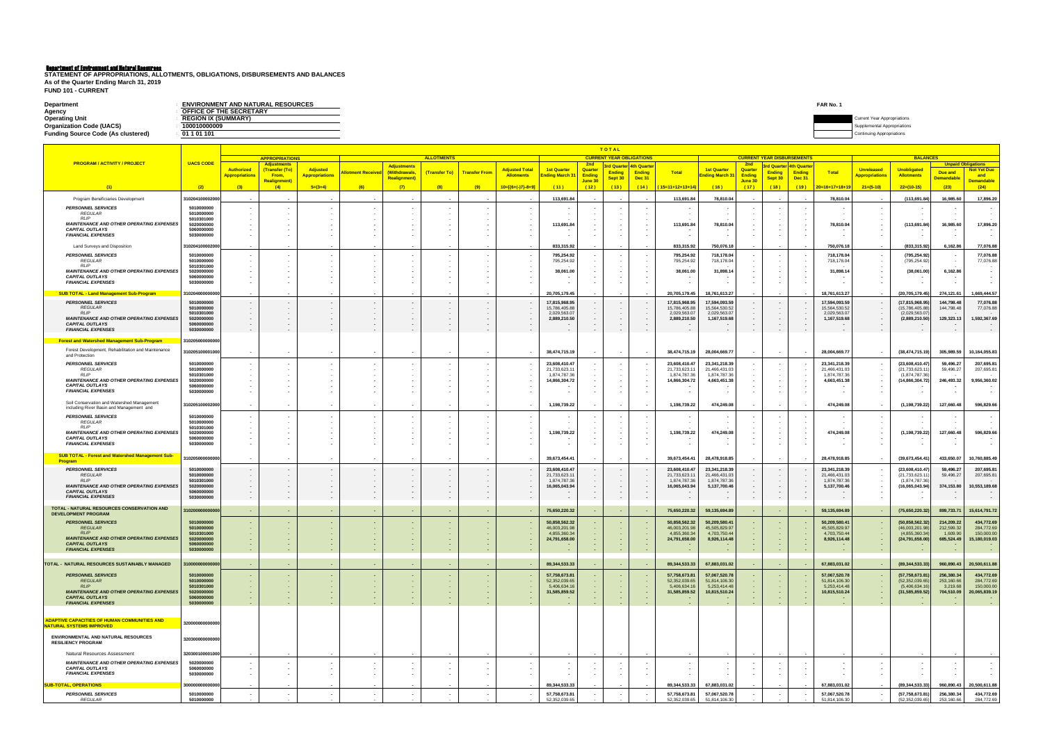**Department of Environment and Natural Resources**
**STATEMENT OF APPROPRIATIONS, ALLOTMENTS, OBLIGATIONS, DISBURSEMENTS AND BALANCES**
**As of the Quarter Ending March 31, 2019**
**FUND 101 - CURRENT**

| | |
|---|---|
| Department | ENVIRONMENT AND NATURAL RESOURCES |
| Agency | OFFICE OF THE SECRETARY |
| Operating Unit | REGION IX (SUMMARY) |
| Organization Code (UACS) | 100010000009 |
| Funding Source Code (As clustered) | 01 1 01 101 |

FAR No. 1

Current Year Appropriations
Supplemental Appropriations
Continuing Appropriations

| PROGRAM / ACTIVITY / PROJECT | UACS CODE | APPROPRIATIONS | | | ALLOTMENTS | | | | | TOTAL | | | | | | | | | | BALANCES | | | |
|---|---|---|---|---|---|---|---|---|---|---|---|---|---|---|---|---|---|---|---|---|---|---|---|
| | | | | | | | | | | CURRENT YEAR OBLIGATIONS | | | | | CURRENT YEAR DISBURSEMENTS | | | | | | | Unpaid Obligations | |
| | | Authorized Appropriations | Adjustments (Transfer (To) From, Realignment) | Adjusted Appropriations | Allotment Received | Adjustments (Withdrawals, Realignment) | (Transfer To) | Transfer From | Adjusted Total Allotments | 1st Quarter Ending March 31 | 2nd Quarter Ending June 30 | 3rd Quarter Ending Sept 30 | 4th Quarter Ending Dec 31 | Total | 1st Quarter Ending March 31 | 2nd Quarter Ending June 30 | 3rd Quarter Ending Sept 30 | 4th Quarter Ending Dec 31 | Total | Unreleased Appropriations | Unobligated Allotments | Due and Demandable | Not Yet Due and Demandable |
| (1) | (2) | (3) | (4) | 5=(3+4) | (6) | (7) | (8) | (9) | 10=[{6+(-)7}-8+9] | (11) | (12) | (13) | (14) | (15=11+12+13+14) | (16) | (17) | (18) | (19) | 20=16+17+18+19 | 21=(5-10) | 22=(10-15) | (23) | (24) |
| Program Beneficiaries Development | 310204100002000 | - | - | - | - | - | - | - | - | 113,691.84 | - | - | - | 113,691.84 | 78,810.04 | - | - | - | 78,810.04 | - | (113,691.84) | 16,985.60 | 17,896.20 |
| *PERSONNEL SERVICES* | 5010000000 | - | - | - | - | - | - | - | - | - | - | - | - | - | - | - | - | - | - | - | - | - | - |
| *REGULAR* | 5010000000 | - | - | - | - | - | - | - | - | - | - | - | - | - | - | - | - | - | - | - | - | - | - |
| *RLIP* | 5010301000 | - | - | - | - | - | - | - | - | - | - | - | - | - | - | - | - | - | - | - | - | - | - |
| *MAINTENANCE AND OTHER OPERATING EXPENSES* | 5020000000 | - | - | - | - | - | - | - | - | 113,691.84 | - | - | - | 113,691.84 | 78,810.04 | - | - | - | 78,810.04 | - | (113,691.84) | 16,985.60 | 17,896.20 |
| *CAPITAL OUTLAYS* | 5060000000 | - | - | - | - | - | - | - | - | - | - | - | - | - | - | - | - | - | - | - | - | - | - |
| *FINANCIAL EXPENSES* | 5030000000 | - | - | - | - | - | - | - | - | - | - | - | - | - | - | - | - | - | - | - | - | - | - |
| Land Surveys and Disposition | 310204100002000 | - | - | - | - | - | - | - | - | 833,315.92 | - | - | - | 833,315.92 | 750,076.18 | - | - | - | 750,076.18 | - | (833,315.92) | 6,162.86 | 77,076.88 |
| *PERSONNEL SERVICES* | 5010000000 | - | - | - | - | - | - | - | - | 795,254.92 | - | - | - | 795,254.92 | 718,178.04 | - | - | - | 718,178.04 | - | (795,254.92) | - | 77,076.88 |
| *REGULAR* | 5010000000 | - | - | - | - | - | - | - | - | 795,254.92 | - | - | - | 795,254.92 | 718,178.04 | - | - | - | 718,178.04 | - | (795,254.92) | - | 77,076.88 |
| *RLIP* | 5010301000 | - | - | - | - | - | - | - | - | - | - | - | - | - | - | - | - | - | - | - | - | - | - |
| *MAINTENANCE AND OTHER OPERATING EXPENSES* | 5020000000 | - | - | - | - | - | - | - | - | 38,061.00 | - | - | - | 38,061.00 | 31,898.14 | - | - | - | 31,898.14 | - | (38,061.00) | 6,162.86 | - |
| *CAPITAL OUTLAYS* | 5060000000 | - | - | - | - | - | - | - | - | - | - | - | - | - | - | - | - | - | - | - | - | - | - |
| *FINANCIAL EXPENSES* | 5030000000 | - | - | - | - | - | - | - | - | - | - | - | - | - | - | - | - | - | - | - | - | - | - |
| **SUB TOTAL - Land Management Sub-Program** | 310204000000000 | - | - | - | - | - | - | - | - | 20,705,179.45 | - | - | - | 20,705,179.45 | 18,761,613.27 | - | - | - | 18,761,613.27 | - | (20,705,179.45) | 274,121.61 | 1,669,444.57 |
| *PERSONNEL SERVICES* | 5010000000 | - | - | - | - | - | - | - | - | 17,815,968.95 | - | - | - | 17,815,968.95 | 17,594,093.59 | - | - | - | 17,594,093.59 | - | (17,815,968.95) | 144,798.48 | 77,076.88 |
| *REGULAR* | 5010000000 | - | - | - | - | - | - | - | - | 15,786,405.88 | - | - | - | 15,786,405.88 | 15,564,530.52 | - | - | - | 15,564,530.52 | - | (15,786,405.88) | 144,798.48 | 77,076.88 |
| *RLIP* | 5010301000 | - | - | - | - | - | - | - | - | 2,029,563.07 | - | - | - | 2,029,563.07 | 2,029,563.07 | - | - | - | 2,029,563.07 | - | (2,029,563.07) | - | - |
| *MAINTENANCE AND OTHER OPERATING EXPENSES* | 5020000000 | - | - | - | - | - | - | - | - | 2,889,210.50 | - | - | - | 2,889,210.50 | 1,167,519.68 | - | - | - | 1,167,519.68 | - | (2,889,210.50) | 129,323.13 | 1,592,367.69 |
| *CAPITAL OUTLAYS* | 5060000000 | - | - | - | - | - | - | - | - | - | - | - | - | - | - | - | - | - | - | - | - | - | - |
| *FINANCIAL EXPENSES* | 5030000000 | - | - | - | - | - | - | - | - | - | - | - | - | - | - | - | - | - | - | - | - | - | - |
| **Forest and Watershed Management Sub-Program** | 310205000000000 | | | | | | | | | | | | | | | | | | | | | | |
| Forest Development, Rehabilitation and Maintenance and Protection | 310205100001000 | - | - | - | - | - | - | - | - | 38,474,715.19 | - | - | - | 38,474,715.19 | 28,004,669.77 | - | - | - | 28,004,669.77 | - | (38,474,715.19) | 305,989.59 | 10,164,055.83 |
| *PERSONNEL SERVICES* | 5010000000 | - | - | - | - | - | - | - | - | 23,608,410.47 | - | - | - | 23,608,410.47 | 23,341,218.39 | - | - | - | 23,341,218.39 | - | (23,608,410.47) | 59,496.27 | 207,695.81 |
| *REGULAR* | 5010000000 | - | - | - | - | - | - | - | - | 21,733,623.11 | - | - | - | 21,733,623.11 | 21,466,431.03 | - | - | - | 21,466,431.03 | - | (21,733,623.11) | 59,496.27 | 207,695.81 |
| *RLIP* | 5010301000 | - | - | - | - | - | - | - | - | 1,874,787.36 | - | - | - | 1,874,787.36 | 1,874,787.36 | - | - | - | 1,874,787.36 | - | (1,874,787.36) | - | - |
| *MAINTENANCE AND OTHER OPERATING EXPENSES* | 5020000000 | - | - | - | - | - | - | - | - | 14,866,304.72 | - | - | - | 14,866,304.72 | 4,663,451.38 | - | - | - | 4,663,451.38 | - | (14,866,304.72) | 246,493.32 | 9,956,360.02 |
| *CAPITAL OUTLAYS* | 5060000000 | - | - | - | - | - | - | - | - | - | - | - | - | - | - | - | - | - | - | - | - | - | - |
| *FINANCIAL EXPENSES* | 5030000000 | - | - | - | - | - | - | - | - | - | - | - | - | - | - | - | - | - | - | - | - | - | - |
| Soil Conservation and Watershed Management including River Basin and Management and | 310205100002000 | - | - | - | - | - | - | - | - | 1,198,739.22 | - | - | - | 1,198,739.22 | 474,249.08 | - | - | - | 474,249.08 | - | (1,198,739.22) | 127,660.48 | 596,829.66 |
| *PERSONNEL SERVICES* | 5010000000 | - | - | - | - | - | - | - | - | - | - | - | - | - | - | - | - | - | - | - | - | - | - |
| *REGULAR* | 5010000000 | - | - | - | - | - | - | - | - | - | - | - | - | - | - | - | - | - | - | - | - | - | - |
| *RLIP* | 5010301000 | - | - | - | - | - | - | - | - | - | - | - | - | - | - | - | - | - | - | - | - | - | - |
| *MAINTENANCE AND OTHER OPERATING EXPENSES* | 5020000000 | - | - | - | - | - | - | - | - | 1,198,739.22 | - | - | - | 1,198,739.22 | 474,249.08 | - | - | - | 474,249.08 | - | (1,198,739.22) | 127,660.48 | 596,829.66 |
| *CAPITAL OUTLAYS* | 5060000000 | - | - | - | - | - | - | - | - | - | - | - | - | - | - | - | - | - | - | - | - | - | - |
| *FINANCIAL EXPENSES* | 5030000000 | - | - | - | - | - | - | - | - | - | - | - | - | - | - | - | - | - | - | - | - | - | - |
| **SUB TOTAL - Forest and Watershed Management Sub-Program** | 310205000000000 | - | - | - | - | - | - | - | - | 39,673,454.41 | - | - | - | 39,673,454.41 | 28,478,918.85 | - | - | - | 28,478,918.85 | - | (39,673,454.41) | 433,650.07 | 10,760,885.49 |
| *PERSONNEL SERVICES* | 5010000000 | - | - | - | - | - | - | - | - | 23,608,410.47 | - | - | - | 23,608,410.47 | 23,341,218.39 | - | - | - | 23,341,218.39 | - | (23,608,410.47) | 59,496.27 | 207,695.81 |
| *REGULAR* | 5010000000 | - | - | - | - | - | - | - | - | 21,733,623.11 | - | - | - | 21,733,623.11 | 21,466,431.03 | - | - | - | 21,466,431.03 | - | (21,733,623.11) | 59,496.27 | 207,695.81 |
| *RLIP* | 5010301000 | - | - | - | - | - | - | - | - | 1,874,787.36 | - | - | - | 1,874,787.36 | 1,874,787.36 | - | - | - | 1,874,787.36 | - | (1,874,787.36) | - | - |
| *MAINTENANCE AND OTHER OPERATING EXPENSES* | 5020000000 | - | - | - | - | - | - | - | - | 16,065,043.94 | - | - | - | 16,065,043.94 | 5,137,700.46 | - | - | - | 5,137,700.46 | - | (16,065,043.94) | 374,153.80 | 10,553,189.68 |
| *CAPITAL OUTLAYS* | 5060000000 | - | - | - | - | - | - | - | - | - | - | - | - | - | - | - | - | - | - | - | - | - | - |
| *FINANCIAL EXPENSES* | 5030000000 | - | - | - | - | - | - | - | - | - | - | - | - | - | - | - | - | - | - | - | - | - | - |
| **TOTAL - NATURAL RESOURCES CONSERVATION AND DEVELOPMENT PROGRAM** | 310200000000000 | - | - | - | - | - | - | - | - | 75,650,220.32 | - | - | - | 75,650,220.32 | 59,135,694.89 | - | - | - | 59,135,694.89 | - | (75,650,220.32) | 899,733.71 | 15,614,791.72 |
| *PERSONNEL SERVICES* | 5010000000 | - | - | - | - | - | - | - | - | 50,858,562.32 | - | - | - | 50,858,562.32 | 50,209,580.41 | - | - | - | 50,209,580.41 | - | (50,858,562.32) | 214,209.22 | 434,772.69 |
| *REGULAR* | 5010000000 | - | - | - | - | - | - | - | - | 46,003,201.98 | - | - | - | 46,003,201.98 | 45,505,829.97 | - | - | - | 45,505,829.97 | - | (46,003,201.98) | 212,599.32 | 284,772.69 |
| *RLIP* | 5010301000 | - | - | - | - | - | - | - | - | 4,855,360.34 | - | - | - | 4,855,360.34 | 4,703,750.44 | - | - | - | 4,703,750.44 | - | (4,855,360.34) | 1,609.90 | 150,000.00 |
| *MAINTENANCE AND OTHER OPERATING EXPENSES* | 5020000000 | - | - | - | - | - | - | - | - | 24,791,658.00 | - | - | - | 24,791,658.00 | 8,926,114.48 | - | - | - | 8,926,114.48 | - | (24,791,658.00) | 685,524.49 | 15,180,019.03 |
| *CAPITAL OUTLAYS* | 5060000000 | - | - | - | - | - | - | - | - | - | - | - | - | - | - | - | - | - | - | - | - | - | - |
| *FINANCIAL EXPENSES* | 5030000000 | - | - | - | - | - | - | - | - | - | - | - | - | - | - | - | - | - | - | - | - | - | - |
| **TOTAL - NATURAL RESOURCES SUSTAINABLY MANAGED** | 310000000000000 | - | - | - | - | - | - | - | - | 89,344,533.33 | - | - | - | 89,344,533.33 | 67,883,031.02 | - | - | - | 67,883,031.02 | - | (89,344,533.33) | 960,890.43 | 20,500,611.88 |
| *PERSONNEL SERVICES* | 5010000000 | - | - | - | - | - | - | - | - | 57,758,673.81 | - | - | - | 57,758,673.81 | 57,067,520.78 | - | - | - | 57,067,520.78 | - | (57,758,673.81) | 256,380.34 | 434,772.69 |
| *REGULAR* | 5010000000 | - | - | - | - | - | - | - | - | 52,352,039.65 | - | - | - | 52,352,039.65 | 51,814,106.30 | - | - | - | 51,814,106.30 | - | (52,352,039.65) | 253,160.66 | 284,772.69 |
| *RLIP* | 5010301000 | - | - | - | - | - | - | - | - | 5,406,634.16 | - | - | - | 5,406,634.16 | 5,253,414.48 | - | - | - | 5,253,414.48 | - | (5,406,634.16) | 3,219.68 | 150,000.00 |
| *MAINTENANCE AND OTHER OPERATING EXPENSES* | 5020000000 | - | - | - | - | - | - | - | - | 31,585,859.52 | - | - | - | 31,585,859.52 | 10,815,510.24 | - | - | - | 10,815,510.24 | - | (31,585,859.52) | 704,510.09 | 20,065,839.19 |
| *CAPITAL OUTLAYS* | 5060000000 | - | - | - | - | - | - | - | - | - | - | - | - | - | - | - | - | - | - | - | - | - | - |
| *FINANCIAL EXPENSES* | 5030000000 | - | - | - | - | - | - | - | - | - | - | - | - | - | - | - | - | - | - | - | - | - | - |
| **ADAPTIVE CAPACITIES OF HUMAN COMMUNITIES AND NATURAL SYSTEMS IMPROVED** | 320000000000000 | | | | | | | | | | | | | | | | | | | | | | |
| **ENVIRONMENTAL AND NATURAL RESOURCES RESILIENCY PROGRAM** | 320300000000000 | | | | | | | | | | | | | | | | | | | | | | |
| Natural Resources Assessment | 320301000001000 | - | - | - | - | - | - | - | - | - | - | - | - | - | - | - | - | - | - | - | - | - | - |
| *MAINTENANCE AND OTHER OPERATING EXPENSES* | 5020000000 | - | - | - | - | - | - | - | - | - | - | - | - | - | - | - | - | - | - | - | - | - | - |
| *CAPITAL OUTLAYS* | 5060000000 | - | - | - | - | - | - | - | - | - | - | - | - | - | - | - | - | - | - | - | - | - | - |
| *FINANCIAL EXPENSES* | 5030000000 | - | - | - | - | - | - | - | - | - | - | - | - | - | - | - | - | - | - | - | - | - | - |
| **SUB-TOTAL, OPERATIONS** | 300000000000000 | - | - | - | - | - | - | - | - | 89,344,533.33 | - | - | - | 89,344,533.33 | 67,883,031.02 | - | - | - | 67,883,031.02 | - | (89,344,533.33) | 960,890.43 | 20,500,611.88 |
| *PERSONNEL SERVICES* | 5010000000 | - | - | - | - | - | - | - | - | 57,758,673.81 | - | - | - | 57,758,673.81 | 57,067,520.78 | - | - | - | 57,067,520.78 | - | (57,758,673.81) | 256,380.34 | 434,772.69 |
| *REGULAR* | 5010000000 | - | - | - | - | - | - | - | - | 52,352,039.65 | - | - | - | 52,352,039.65 | 51,814,106.30 | - | - | - | 51,814,106.30 | - | (52,352,039.65) | 253,160.66 | 284,772.69 |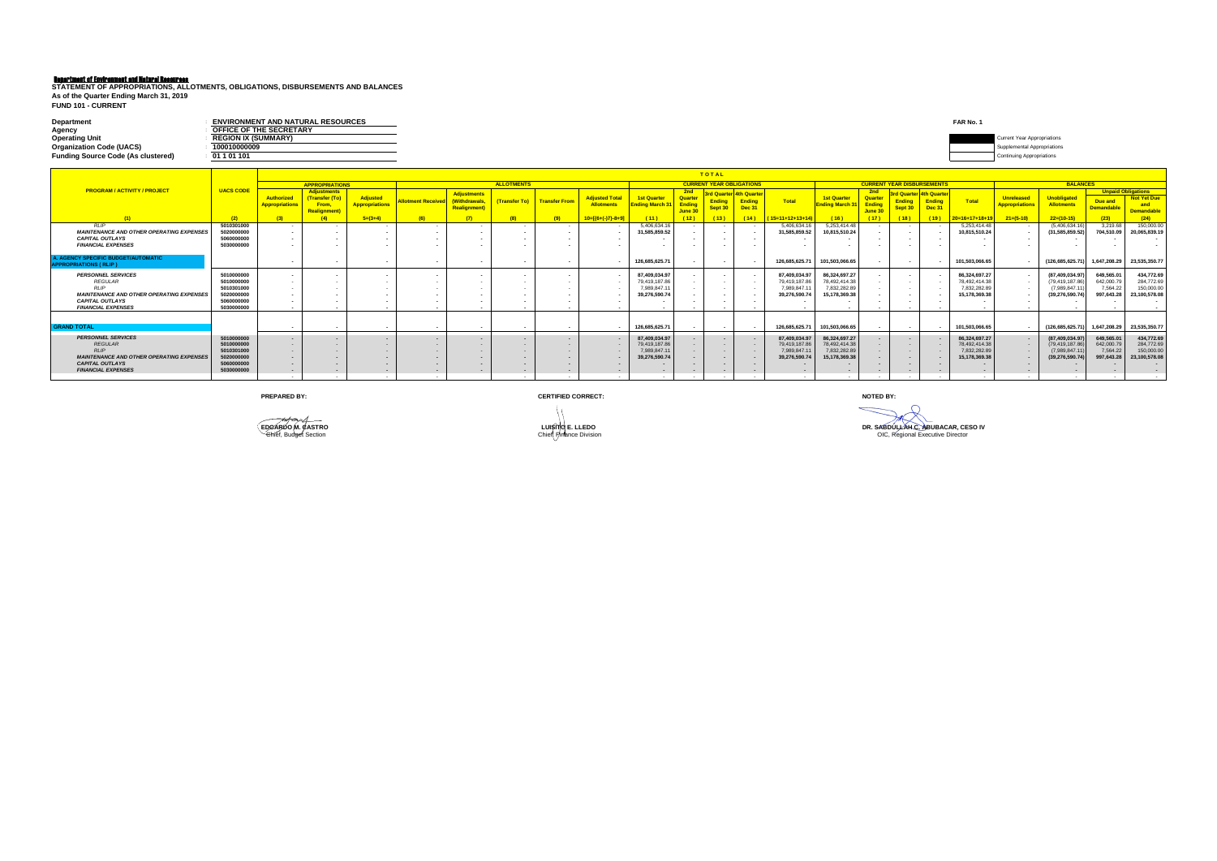**Department of Environment and Natural Resources**

**STATEMENT OF APPROPRIATIONS, ALLOTMENTS, OBLIGATIONS, DISBURSEMENTS AND BALANCES**
**As of the Quarter Ending March 31, 2019**
**FUND 101 - CURRENT**

| | |
|---|---|
| **Department** | ENVIRONMENT AND NATURAL RESOURCES |
| **Agency** | OFFICE OF THE SECRETARY |
| **Operating Unit** | REGION IX (SUMMARY) |
| **Organization Code (UACS)** | 100010000009 |
| **Funding Source Code (As clustered)** | 01 1 01 101 |

**FAR No. 1**

Current Year Appropriations
Supplemental Appropriations
Continuing Appropriations

| PROGRAM / ACTIVITY / PROJECT | UACS CODE | APPROPRIATIONS | | | ALLOTMENTS | | | | | CURRENT YEAR OBLIGATIONS | | | | | CURRENT YEAR DISBURSEMENTS | | | | | BALANCES | | | |
|---|---|---|---|---|---|---|---|---|---|---|---|---|---|---|---|---|---|---|---|---|---|---|---|
| | | Authorized Appropriations | Adjustments (Transfer (To) From, Realignment) | Adjusted Appropriations | Allotment Received | Adjustments (Withdrawals, Realignment) | (Transfer To) | Transfer From | Adjusted Total Allotments | 1st Quarter Ending March 31 | 2nd Quarter Ending June 30 | 3rd Quarter Ending Sept 30 | 4th Quarter Ending Dec 31 | Total | 1st Quarter Ending March 31 | 2nd Quarter Ending June 30 | 3rd Quarter Ending Sept 30 | 4th Quarter Ending Dec 31 | Total | Unreleased Appropriations | Unobligated Allotments | Unpaid Obligations: Due and Demandable | Unpaid Obligations: Not Yet Due and Demandable |
| (1) | (2) | (3) | (4) | 5=(3+4) | (6) | (7) | (8) | (9) | 10=[{6+(-)7}-8+9] | (11) | (12) | (13) | (14) | (15=11+12+13+14) | (16) | (17) | (18) | (19) | 20=16+17+18+19 | 21=(5-10) | 22=(10-15) | (23) | (24) |
| RLIP | 5010301000 | - | - | - | - | - | - | - | - | 5,406,634.16 | - | - | - | 5,406,634.16 | 5,253,414.48 | - | - | - | 5,253,414.48 | - | (5,406,634.16) | 3,219.68 | 150,000.00 |
| *MAINTENANCE AND OTHER OPERATING EXPENSES* | 5020000000 | - | - | - | - | - | - | - | - | 31,585,859.52 | - | - | - | 31,585,859.52 | 10,815,510.24 | - | - | - | 10,815,510.24 | - | (31,585,859.52) | 704,510.09 | 20,065,839.19 |
| *CAPITAL OUTLAYS* | 5060000000 | - | - | - | - | - | - | - | - | - | - | - | - | - | - | - | - | - | - | - | - | - | - |
| *FINANCIAL EXPENSES* | 5030000000 | - | - | - | - | - | - | - | - | - | - | - | - | - | - | - | - | - | - | - | - | - | - |
| **A. AGENCY SPECIFIC BUDGET/AUTOMATIC APPROPRIATIONS ( RLIP )** | | - | - | - | - | - | - | - | - | 126,685,625.71 | - | - | - | 126,685,625.71 | 101,503,066.65 | - | - | - | 101,503,066.65 | - | (126,685,625.71) | 1,647,208.29 | 23,535,350.77 |
| *PERSONNEL SERVICES* | 5010000000 | - | - | - | - | - | - | - | - | 87,409,034.97 | - | - | - | 87,409,034.97 | 86,324,697.27 | - | - | - | 86,324,697.27 | - | (87,409,034.97) | 649,565.01 | 434,772.69 |
| REGULAR | 5010000000 | - | - | - | - | - | - | - | - | 79,419,187.86 | - | - | - | 79,419,187.86 | 78,492,414.38 | - | - | - | 78,492,414.38 | - | (79,419,187.86) | 642,000.79 | 284,772.69 |
| RLIP | 5010301000 | - | - | - | - | - | - | - | - | 7,989,847.11 | - | - | - | 7,989,847.11 | 7,832,282.89 | - | - | - | 7,832,282.89 | - | (7,989,847.11) | 7,564.22 | 150,000.00 |
| *MAINTENANCE AND OTHER OPERATING EXPENSES* | 5020000000 | - | - | - | - | - | - | - | - | 39,276,590.74 | - | - | - | 39,276,590.74 | 15,178,369.38 | - | - | - | 15,178,369.38 | - | (39,276,590.74) | 997,643.28 | 23,100,578.08 |
| *CAPITAL OUTLAYS* | 5060000000 | - | - | - | - | - | - | - | - | - | - | - | - | - | - | - | - | - | - | - | - | - | - |
| *FINANCIAL EXPENSES* | 5030000000 | - | - | - | - | - | - | - | - | - | - | - | - | - | - | - | - | - | - | - | - | - | - |
| **GRAND TOTAL** | | - | - | - | - | - | - | - | - | 126,685,625.71 | - | - | - | 126,685,625.71 | 101,503,066.65 | - | - | - | 101,503,066.65 | - | (126,685,625.71) | 1,647,208.29 | 23,535,350.77 |
| *PERSONNEL SERVICES* | 5010000000 | - | - | - | - | - | - | - | - | 87,409,034.97 | - | - | - | 87,409,034.97 | 86,324,697.27 | - | - | - | 86,324,697.27 | - | (87,409,034.97) | 649,565.01 | 434,772.69 |
| REGULAR | 5010000000 | - | - | - | - | - | - | - | - | 79,419,187.86 | - | - | - | 79,419,187.86 | 78,492,414.38 | - | - | - | 78,492,414.38 | - | (79,419,187.86) | 642,000.79 | 284,772.69 |
| RLIP | 5010301000 | - | - | - | - | - | - | - | - | 7,989,847.11 | - | - | - | 7,989,847.11 | 7,832,282.89 | - | - | - | 7,832,282.89 | - | (7,989,847.11) | 7,564.22 | 150,000.00 |
| *MAINTENANCE AND OTHER OPERATING EXPENSES* | 5020000000 | - | - | - | - | - | - | - | - | 39,276,590.74 | - | - | - | 39,276,590.74 | 15,178,369.38 | - | - | - | 15,178,369.38 | - | (39,276,590.74) | 997,643.28 | 23,100,578.08 |
| *CAPITAL OUTLAYS* | 5060000000 | - | - | - | - | - | - | - | - | - | - | - | - | - | - | - | - | - | - | - | - | - | - |
| *FINANCIAL EXPENSES* | 5030000000 | - | - | - | - | - | - | - | - | - | - | - | - | - | - | - | - | - | - | - | - | - | - |

**PREPARED BY:**

**EDGARDO M. CASTRO**
Chief, Budget Section

**CERTIFIED CORRECT:**

**LUISITO E. LLEDO**
Chief, Finance Division

**NOTED BY:**

**DR. SABDULLAH C. ABUBACAR, CESO IV**
OIC, Regional Executive Director